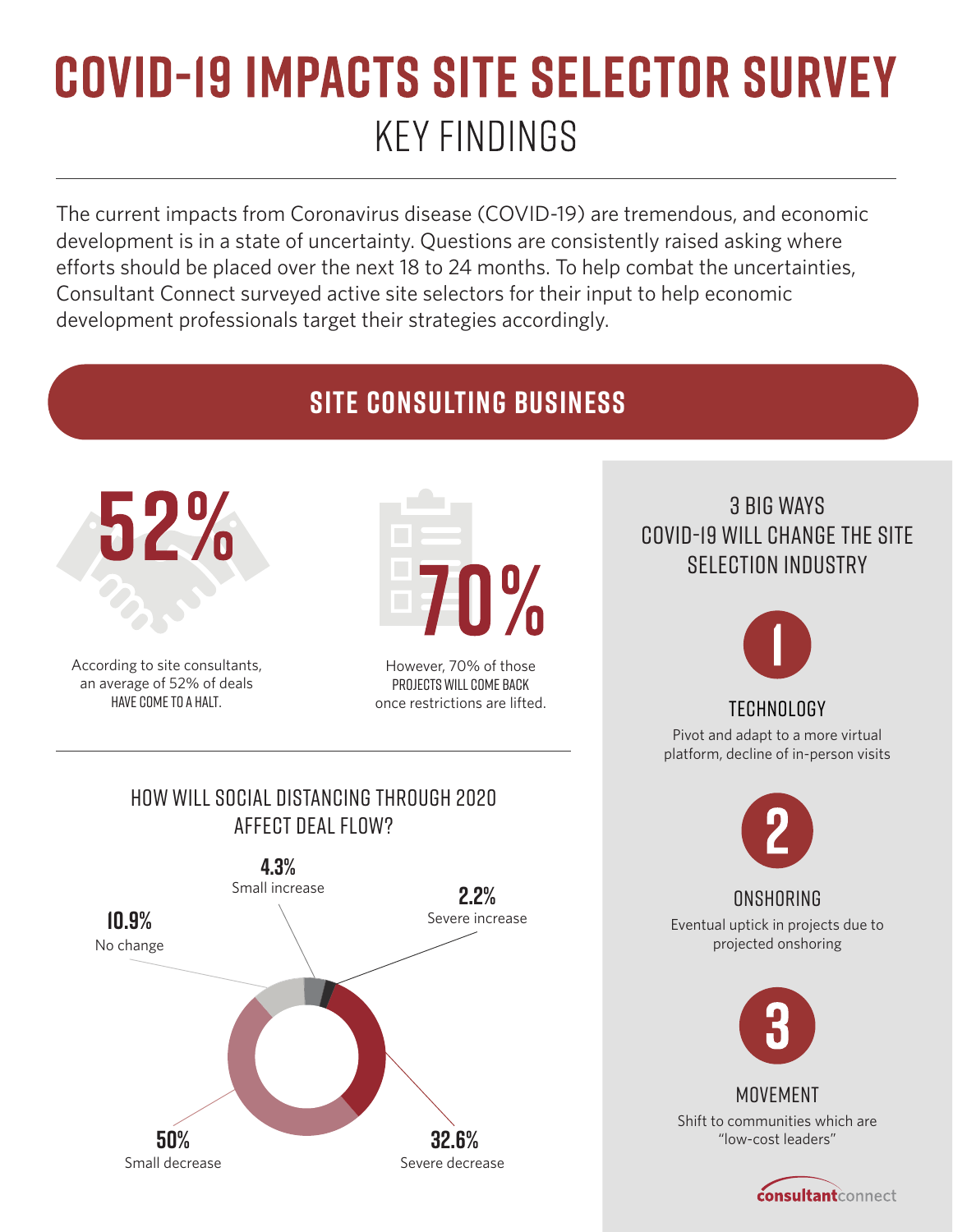# COVID-19 IMPACTS SITE SELECTOR SURVEY

## KEY FINDINGS

The current impacts from Coronavirus disease (COVID-19) are tremendous, and economic development is in a state of uncertainty. Questions are consistently raised asking where efforts should be placed over the next 18 to 24 months. To help combat the uncertainties, Consultant Connect surveyed active site selectors for their input to help economic development professionals target their strategies accordingly.

## SITE CONSULTING BUSINESS

**52%**

According to site consultants, an average of 52% of deals HAVE COME TO A HALT.

**70%**

However, 70% of those PROJECTS WILL COME BACK once restrictions are lifted.

### HOW WILL SOCIAL DISTANCING THROUGH 2020 AFFECT DEAL FLOW?

- **4.3%** Small increase
- **2.2%** Severe increase
- **10.9%** No change
- **50%** Small decrease
- **32.6%** Severe decrease

### 3 BIG WAYS COVID-19 WILL CHANGE THE SITE SELECTION INDUSTRY

**1. TECHNOLOGY**

Pivot and adapt to a more virtual platform, decline of in-person visits

**2. ONSHORING**

Eventual uptick in projects due to projected onshoring

**3. MOVEMENT**

Shift to communities which are "low-cost leaders"

consultantconnect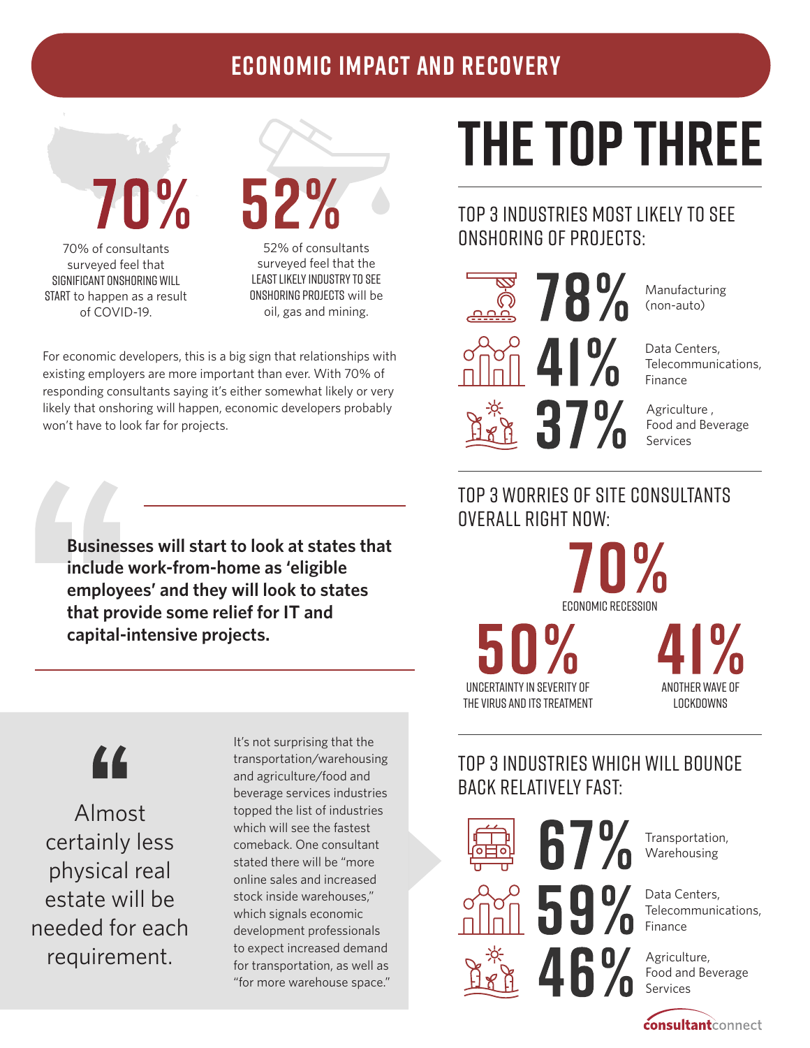# ECONOMIC IMPACT AND RECOVERY

**70%**

70% of consultants surveyed feel that SIGNIFICANT ONSHORING WILL START to happen as a result of COVID-19.

**52%**

52% of consultants surveyed feel that the LEAST LIKELY INDUSTRY TO SEE ONSHORING PROJECTS will be oil, gas and mining.

For economic developers, this is a big sign that relationships with existing employers are more important than ever. With 70% of responding consultants saying it's either somewhat likely or very likely that onshoring will happen, economic developers probably won't have to look far for projects.

> **Businesses will start to look at states that include work-from-home as 'eligible employees' and they will look to states that provide some relief for IT and capital-intensive projects.**

> Almost certainly less physical real estate will be needed for each requirement.

It's not surprising that the transportation/warehousing and agriculture/food and beverage services industries topped the list of industries which will see the fastest comeback. One consultant stated there will be "more online sales and increased stock inside warehouses," which signals economic development professionals to expect increased demand for transportation, as well as "for more warehouse space."

# THE TOP THREE

## TOP 3 INDUSTRIES MOST LIKELY TO SEE ONSHORING OF PROJECTS:

- **78%** Manufacturing (non-auto)
- **41%** Data Centers, Telecommunications, Finance
- **37%** Agriculture , Food and Beverage Services

## TOP 3 WORRIES OF SITE CONSULTANTS OVERALL RIGHT NOW:

- **70%** ECONOMIC RECESSION
- **50%** UNCERTAINTY IN SEVERITY OF THE VIRUS AND ITS TREATMENT
- **41%** ANOTHER WAVE OF LOCKDOWNS

## TOP 3 INDUSTRIES WHICH WILL BOUNCE BACK RELATIVELY FAST:

- **67%** Transportation, Warehousing
- **59%** Data Centers, Telecommunications, Finance
- **46%** Agriculture, Food and Beverage Services

consultantconnect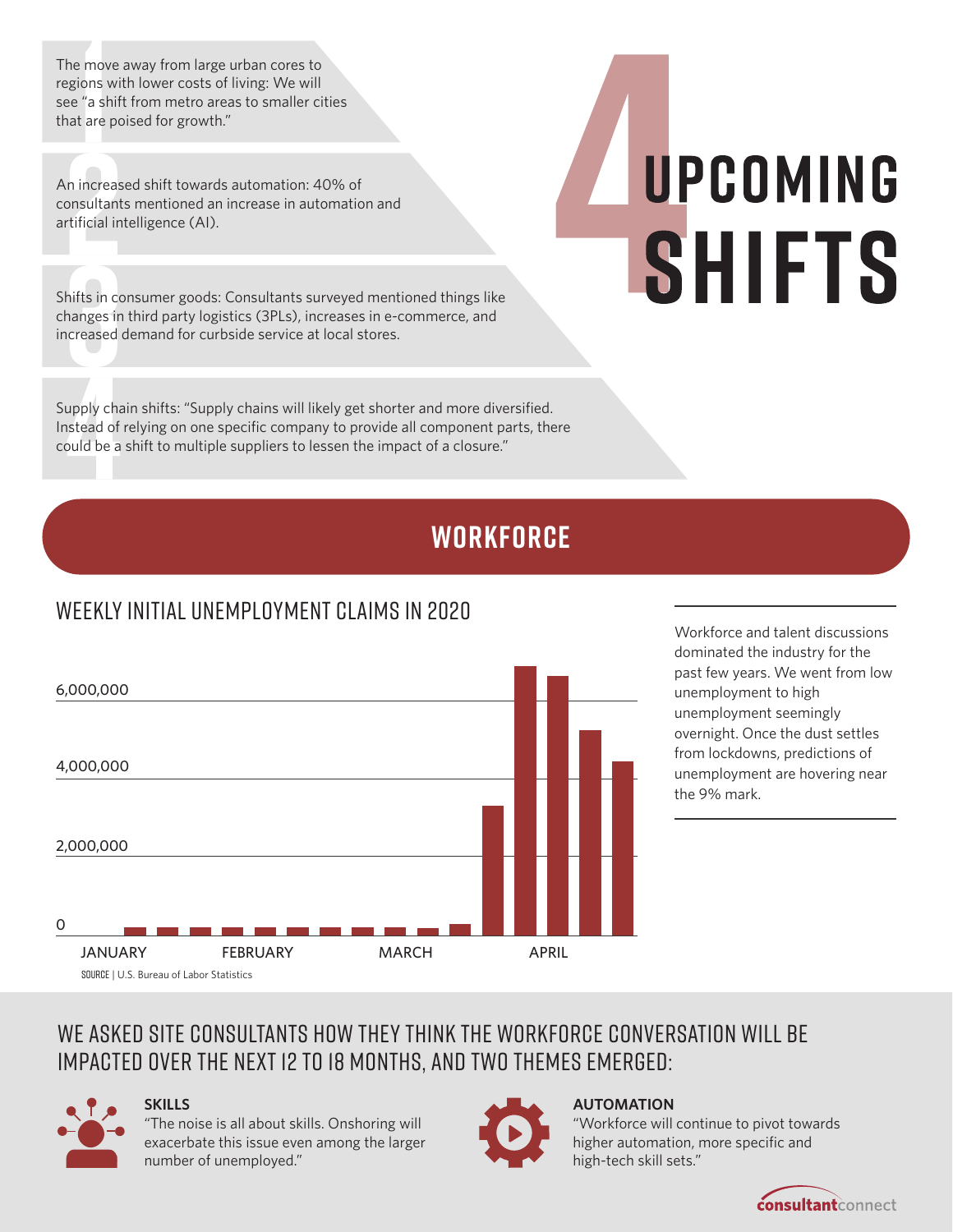# 4 UPCOMING SHIFTS

1. The move away from large urban cores to regions with lower costs of living: We will see "a shift from metro areas to smaller cities that are poised for growth."

2. An increased shift towards automation: 40% of consultants mentioned an increase in automation and artificial intelligence (AI).

3. Shifts in consumer goods: Consultants surveyed mentioned things like changes in third party logistics (3PLs), increases in e-commerce, and increased demand for curbside service at local stores.

4. Supply chain shifts: "Supply chains will likely get shorter and more diversified. Instead of relying on one specific company to provide all component parts, there could be a shift to multiple suppliers to lessen the impact of a closure."

## WORKFORCE

### WEEKLY INITIAL UNEMPLOYMENT CLAIMS IN 2020

6,000,000

4,000,000

2,000,000

0

JANUARY FEBRUARY MARCH APRIL

SOURCE | U.S. Bureau of Labor Statistics

Workforce and talent discussions dominated the industry for the past few years. We went from low unemployment to high unemployment seemingly overnight. Once the dust settles from lockdowns, predictions of unemployment are hovering near the 9% mark.

### WE ASKED SITE CONSULTANTS HOW THEY THINK THE WORKFORCE CONVERSATION WILL BE IMPACTED OVER THE NEXT 12 TO 18 MONTHS, AND TWO THEMES EMERGED:

**SKILLS**

"The noise is all about skills. Onshoring will exacerbate this issue even among the larger number of unemployed."

**AUTOMATION**

"Workforce will continue to pivot towards higher automation, more specific and high-tech skill sets."

consultantconnect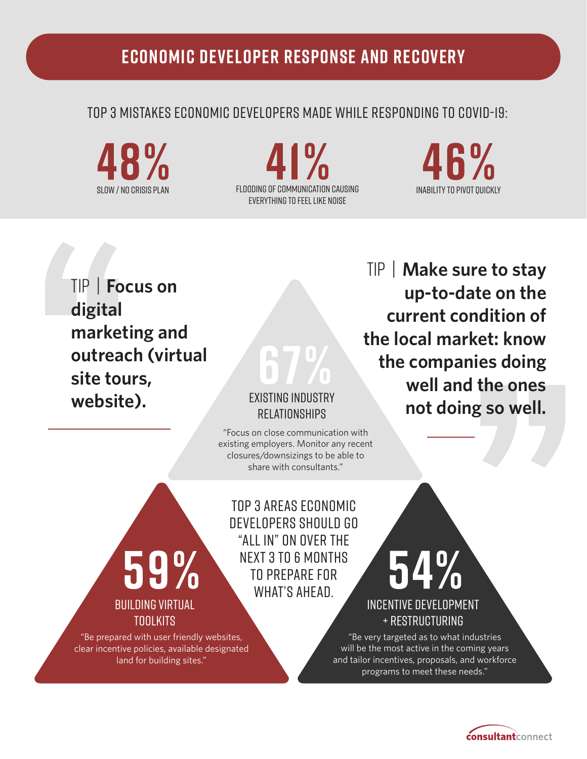# ECONOMIC DEVELOPER RESPONSE AND RECOVERY

## TOP 3 MISTAKES ECONOMIC DEVELOPERS MADE WHILE RESPONDING TO COVID-19:

**48%**
SLOW / NO CRISIS PLAN

**41%**
FLOODING OF COMMUNICATION CAUSING EVERYTHING TO FEEL LIKE NOISE

**46%**
INABILITY TO PIVOT QUICKLY

TIP | **Focus on digital marketing and outreach (virtual site tours, website).**

TIP | **Make sure to stay up-to-date on the current condition of the local market: know the companies doing well and the ones not doing so well.**

## TOP 3 AREAS ECONOMIC DEVELOPERS SHOULD GO "ALL IN" ON OVER THE NEXT 3 TO 6 MONTHS TO PREPARE FOR WHAT'S AHEAD.

**67%**
EXISTING INDUSTRY RELATIONSHIPS

"Focus on close communication with existing employers. Monitor any recent closures/downsizings to be able to share with consultants."

**59%**
BUILDING VIRTUAL TOOLKITS

"Be prepared with user friendly websites, clear incentive policies, available designated land for building sites."

**54%**
INCENTIVE DEVELOPMENT + RESTRUCTURING

"Be very targeted as to what industries will be the most active in the coming years and tailor incentives, proposals, and workforce programs to meet these needs."

consultantconnect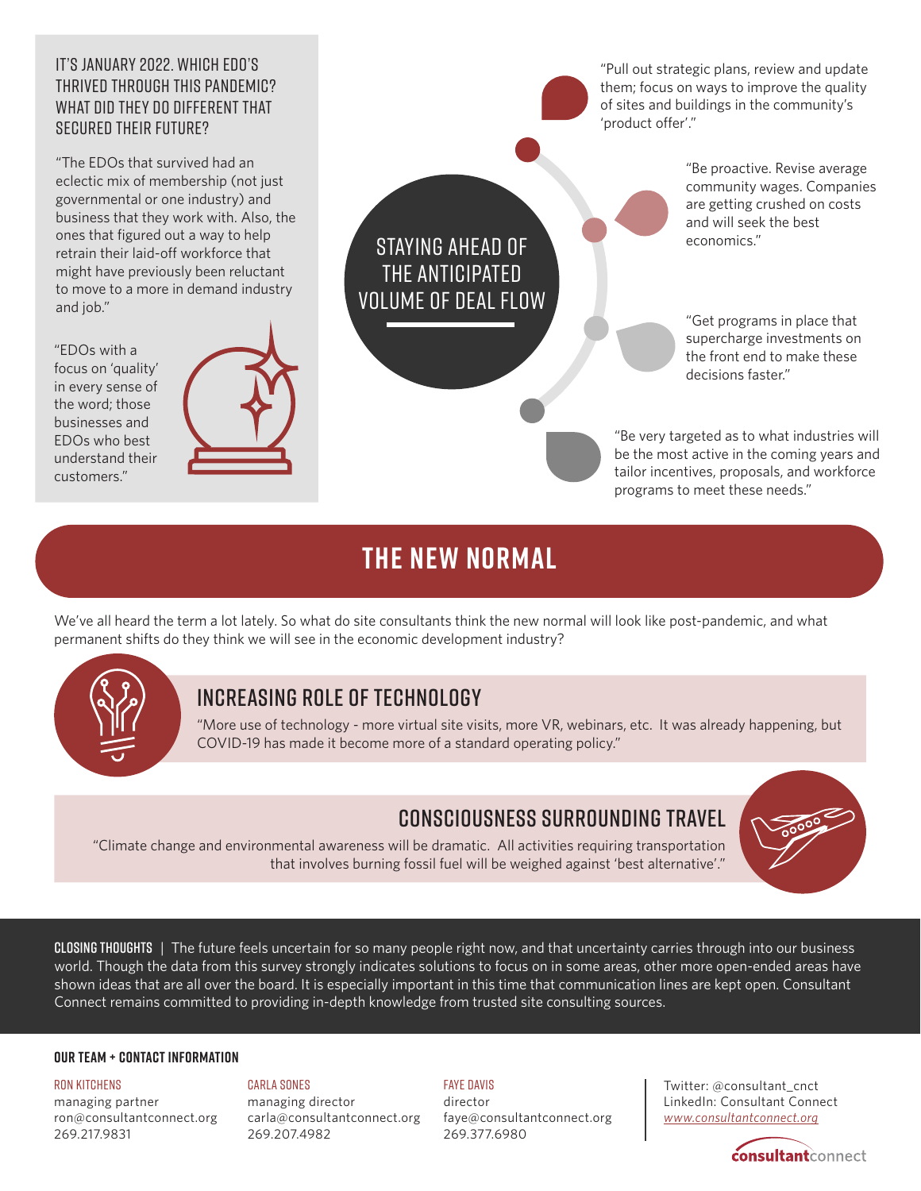## IT'S JANUARY 2022. WHICH EDO'S THRIVED THROUGH THIS PANDEMIC? WHAT DID THEY DO DIFFERENT THAT SECURED THEIR FUTURE?

"The EDOs that survived had an eclectic mix of membership (not just governmental or one industry) and business that they work with. Also, the ones that figured out a way to help retrain their laid-off workforce that might have previously been reluctant to move to a more in demand industry and job."

"EDOs with a focus on 'quality' in every sense of the word; those businesses and EDOs who best understand their customers."

## STAYING AHEAD OF THE ANTICIPATED VOLUME OF DEAL FLOW

"Pull out strategic plans, review and update them; focus on ways to improve the quality of sites and buildings in the community's 'product offer'."

"Be proactive. Revise average community wages. Companies are getting crushed on costs and will seek the best economics."

"Get programs in place that supercharge investments on the front end to make these decisions faster."

"Be very targeted as to what industries will be the most active in the coming years and tailor incentives, proposals, and workforce programs to meet these needs."

# THE NEW NORMAL

We've all heard the term a lot lately. So what do site consultants think the new normal will look like post-pandemic, and what permanent shifts do they think we will see in the economic development industry?

### INCREASING ROLE OF TECHNOLOGY

"More use of technology - more virtual site visits, more VR, webinars, etc. It was already happening, but COVID-19 has made it become more of a standard operating policy."

### CONSCIOUSNESS SURROUNDING TRAVEL

"Climate change and environmental awareness will be dramatic. All activities requiring transportation that involves burning fossil fuel will be weighed against 'best alternative'."

**CLOSING THOUGHTS** | The future feels uncertain for so many people right now, and that uncertainty carries through into our business world. Though the data from this survey strongly indicates solutions to focus on in some areas, other more open-ended areas have shown ideas that are all over the board. It is especially important in this time that communication lines are kept open. Consultant Connect remains committed to providing in-depth knowledge from trusted site consulting sources.

**OUR TEAM + CONTACT INFORMATION**

RON KITCHENS
managing partner
ron@consultantconnect.org
269.217.9831

CARLA SONES
managing director
carla@consultantconnect.org
269.207.4982

FAYE DAVIS
director
faye@consultantconnect.org
269.377.6980

Twitter: @consultant_cnct
LinkedIn: Consultant Connect
www.consultantconnect.org

consultantconnect